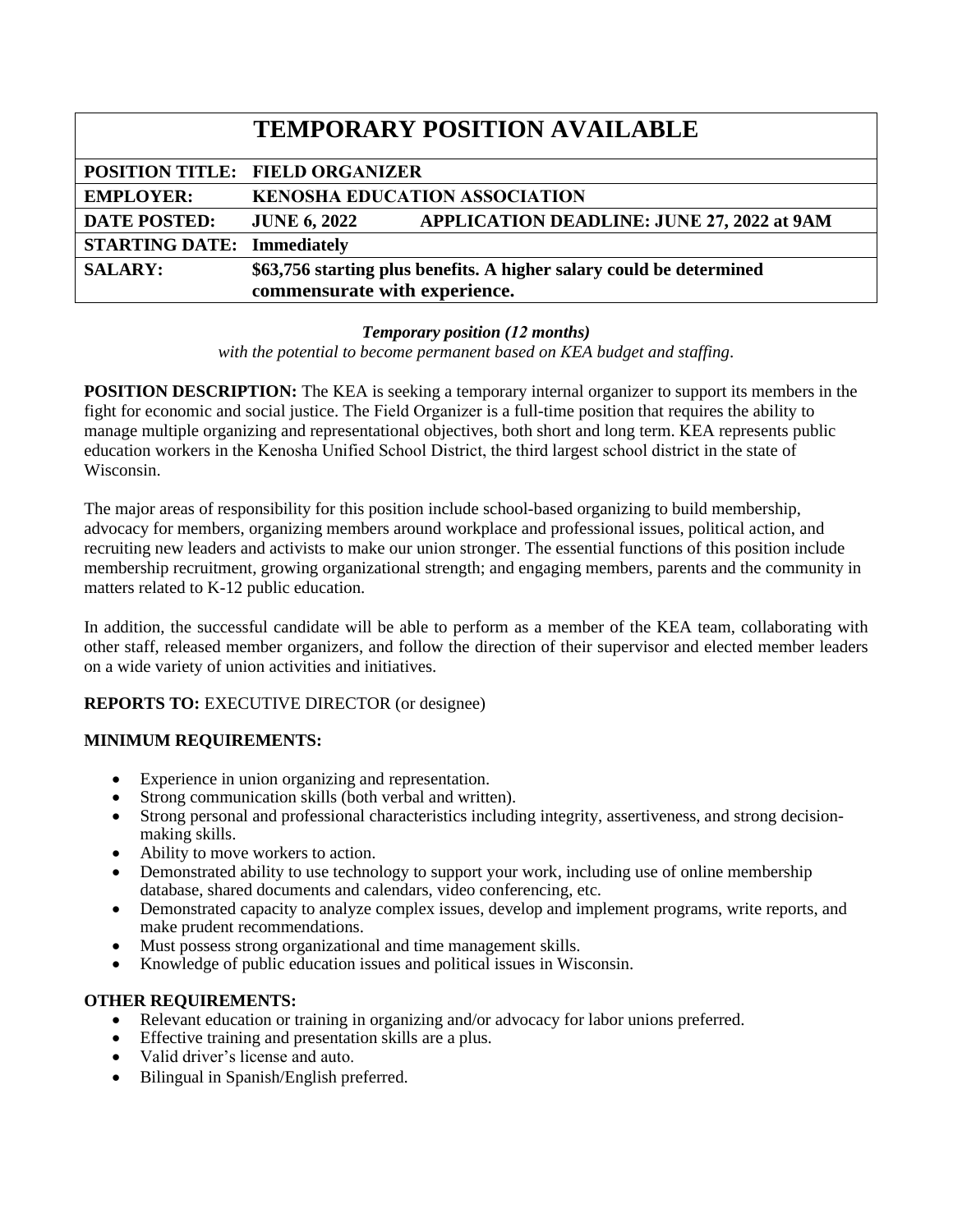# TEMPORARY POSITION AVAILABLE

| | | |
|---|---|---|
| **POSITION TITLE:** | **FIELD ORGANIZER** | |
| **EMPLOYER:** | **KENOSHA EDUCATION ASSOCIATION** | |
| **DATE POSTED:** | **JUNE 6, 2022** | **APPLICATION DEADLINE: JUNE 27, 2022 at 9AM** |
| **STARTING DATE:** | **Immediately** | |
| **SALARY:** | **$63,756 starting plus benefits. A higher salary could be determined commensurate with experience.** | |

***Temporary position (12 months)***
*with the potential to become permanent based on KEA budget and staffing*.

**POSITION DESCRIPTION:** The KEA is seeking a temporary internal organizer to support its members in the fight for economic and social justice. The Field Organizer is a full-time position that requires the ability to manage multiple organizing and representational objectives, both short and long term. KEA represents public education workers in the Kenosha Unified School District, the third largest school district in the state of Wisconsin.

The major areas of responsibility for this position include school-based organizing to build membership, advocacy for members, organizing members around workplace and professional issues, political action, and recruiting new leaders and activists to make our union stronger. The essential functions of this position include membership recruitment, growing organizational strength; and engaging members, parents and the community in matters related to K-12 public education.

In addition, the successful candidate will be able to perform as a member of the KEA team, collaborating with other staff, released member organizers, and follow the direction of their supervisor and elected member leaders on a wide variety of union activities and initiatives.

**REPORTS TO:** EXECUTIVE DIRECTOR (or designee)

**MINIMUM REQUIREMENTS:**

- Experience in union organizing and representation.
- Strong communication skills (both verbal and written).
- Strong personal and professional characteristics including integrity, assertiveness, and strong decision-making skills.
- Ability to move workers to action.
- Demonstrated ability to use technology to support your work, including use of online membership database, shared documents and calendars, video conferencing, etc.
- Demonstrated capacity to analyze complex issues, develop and implement programs, write reports, and make prudent recommendations.
- Must possess strong organizational and time management skills.
- Knowledge of public education issues and political issues in Wisconsin.

**OTHER REQUIREMENTS:**

- Relevant education or training in organizing and/or advocacy for labor unions preferred.
- Effective training and presentation skills are a plus.
- Valid driver's license and auto.
- Bilingual in Spanish/English preferred.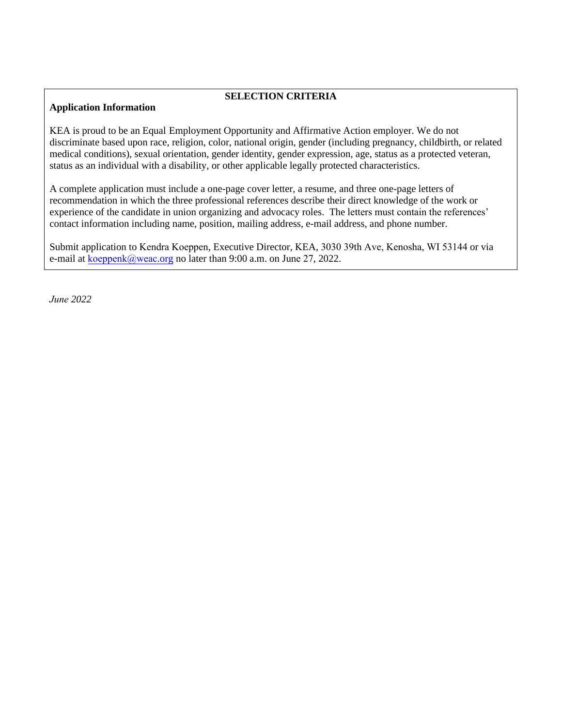**SELECTION CRITERIA**

**Application Information**

KEA is proud to be an Equal Employment Opportunity and Affirmative Action employer. We do not discriminate based upon race, religion, color, national origin, gender (including pregnancy, childbirth, or related medical conditions), sexual orientation, gender identity, gender expression, age, status as a protected veteran, status as an individual with a disability, or other applicable legally protected characteristics.

A complete application must include a one-page cover letter, a resume, and three one-page letters of recommendation in which the three professional references describe their direct knowledge of the work or experience of the candidate in union organizing and advocacy roles. The letters must contain the references' contact information including name, position, mailing address, e-mail address, and phone number.

Submit application to Kendra Koeppen, Executive Director, KEA, 3030 39th Ave, Kenosha, WI 53144 or via e-mail at koeppenk@weac.org no later than 9:00 a.m. on June 27, 2022.

*June 2022*